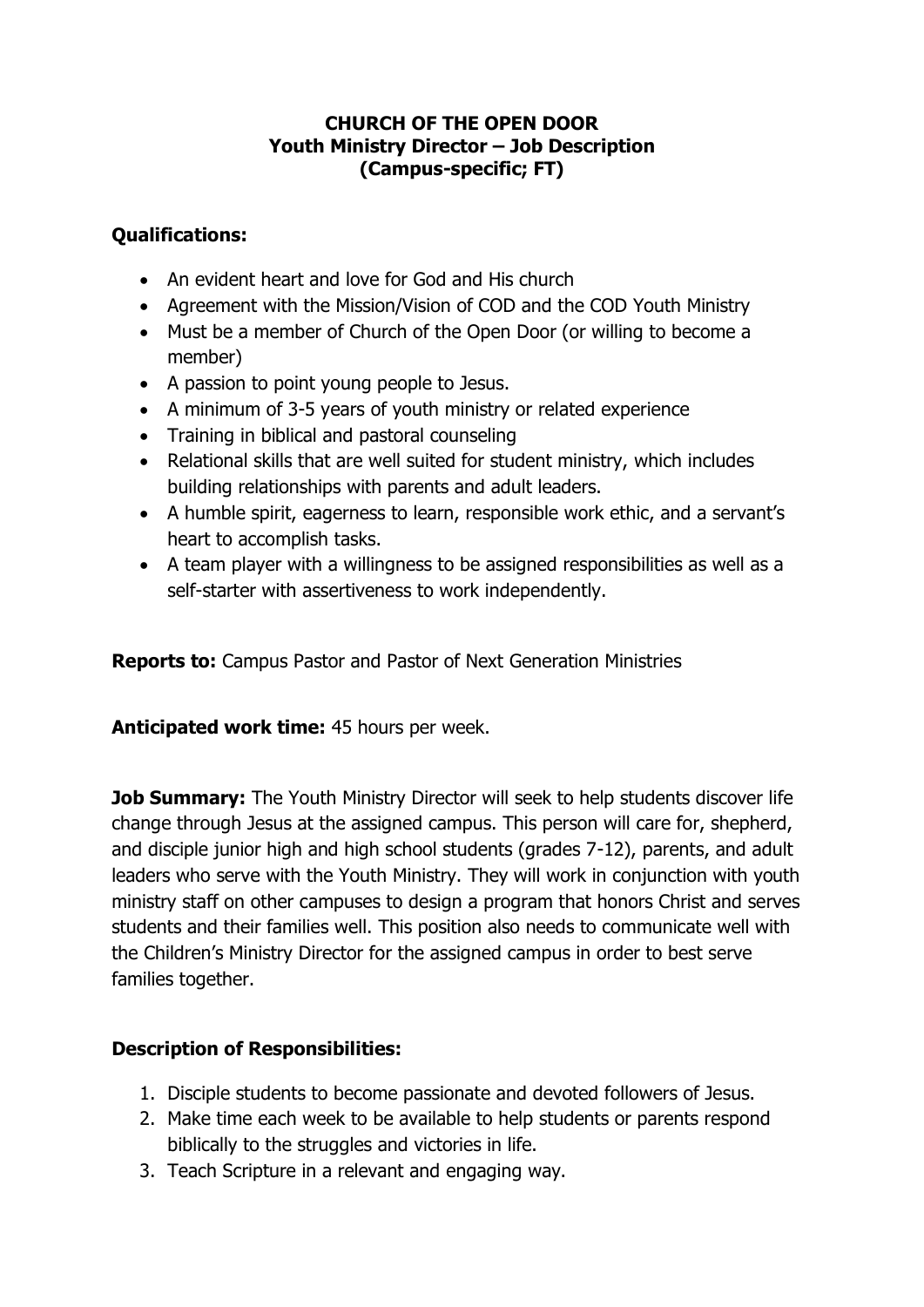# CHURCH OF THE OPEN DOOR
## Youth Ministry Director – Job Description
### (Campus-specific; FT)

**Qualifications:**

- An evident heart and love for God and His church
- Agreement with the Mission/Vision of COD and the COD Youth Ministry
- Must be a member of Church of the Open Door (or willing to become a member)
- A passion to point young people to Jesus.
- A minimum of 3-5 years of youth ministry or related experience
- Training in biblical and pastoral counseling
- Relational skills that are well suited for student ministry, which includes building relationships with parents and adult leaders.
- A humble spirit, eagerness to learn, responsible work ethic, and a servant's heart to accomplish tasks.
- A team player with a willingness to be assigned responsibilities as well as a self-starter with assertiveness to work independently.

**Reports to:** Campus Pastor and Pastor of Next Generation Ministries

**Anticipated work time:** 45 hours per week.

**Job Summary:** The Youth Ministry Director will seek to help students discover life change through Jesus at the assigned campus. This person will care for, shepherd, and disciple junior high and high school students (grades 7-12), parents, and adult leaders who serve with the Youth Ministry. They will work in conjunction with youth ministry staff on other campuses to design a program that honors Christ and serves students and their families well. This position also needs to communicate well with the Children's Ministry Director for the assigned campus in order to best serve families together.

**Description of Responsibilities:**

1. Disciple students to become passionate and devoted followers of Jesus.
2. Make time each week to be available to help students or parents respond biblically to the struggles and victories in life.
3. Teach Scripture in a relevant and engaging way.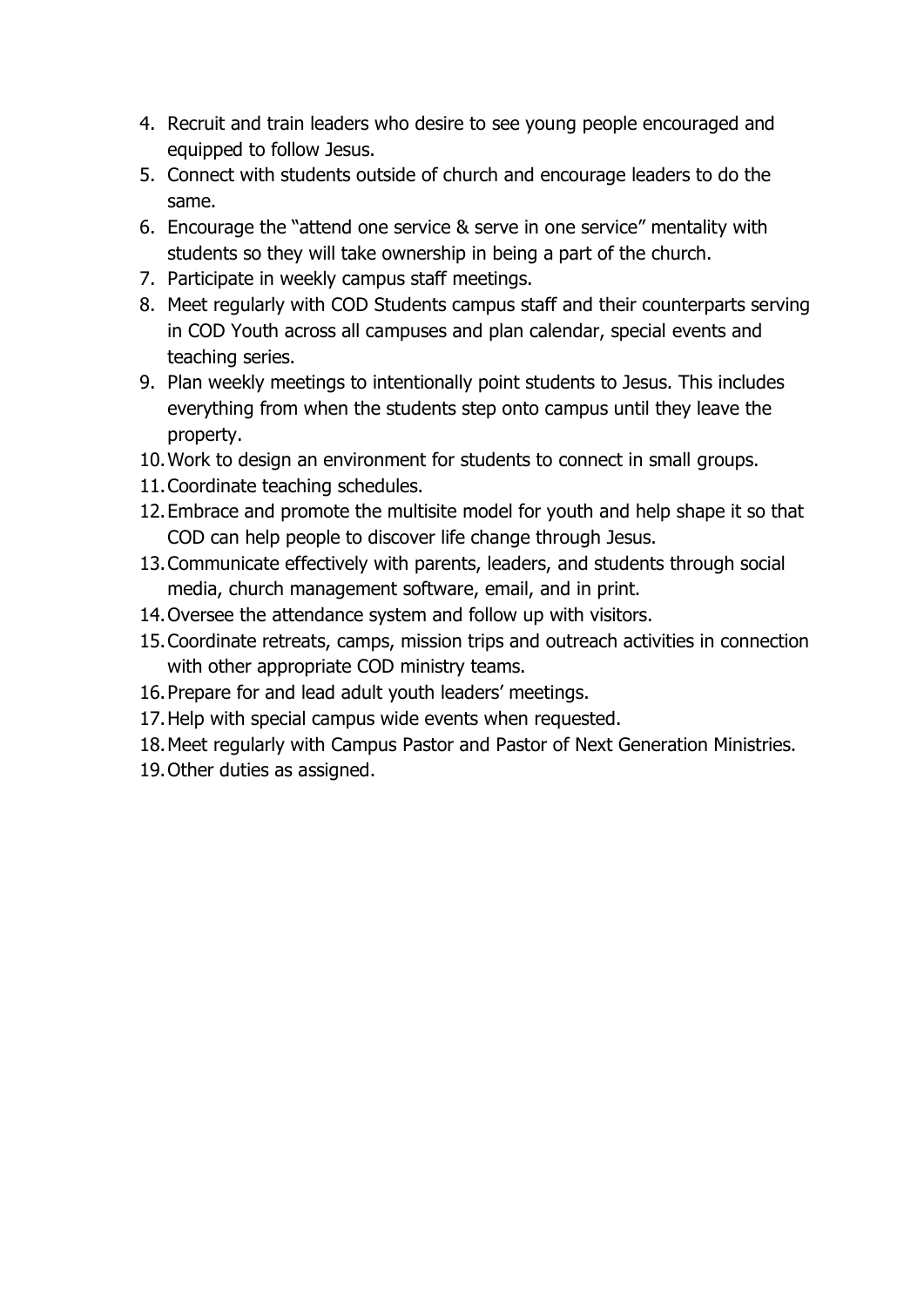4. Recruit and train leaders who desire to see young people encouraged and equipped to follow Jesus.
5. Connect with students outside of church and encourage leaders to do the same.
6. Encourage the "attend one service & serve in one service" mentality with students so they will take ownership in being a part of the church.
7. Participate in weekly campus staff meetings.
8. Meet regularly with COD Students campus staff and their counterparts serving in COD Youth across all campuses and plan calendar, special events and teaching series.
9. Plan weekly meetings to intentionally point students to Jesus. This includes everything from when the students step onto campus until they leave the property.
10. Work to design an environment for students to connect in small groups.
11. Coordinate teaching schedules.
12. Embrace and promote the multisite model for youth and help shape it so that COD can help people to discover life change through Jesus.
13. Communicate effectively with parents, leaders, and students through social media, church management software, email, and in print.
14. Oversee the attendance system and follow up with visitors.
15. Coordinate retreats, camps, mission trips and outreach activities in connection with other appropriate COD ministry teams.
16. Prepare for and lead adult youth leaders' meetings.
17. Help with special campus wide events when requested.
18. Meet regularly with Campus Pastor and Pastor of Next Generation Ministries.
19. Other duties as assigned.